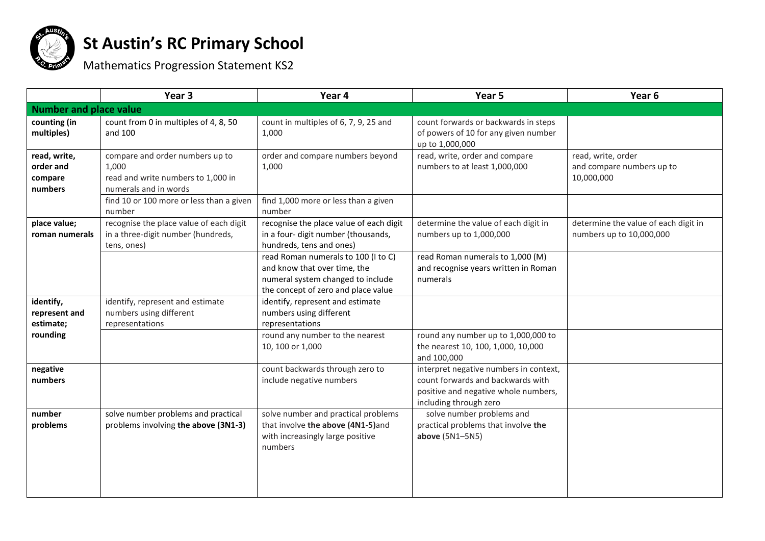# St Austin's RC Primary School

Mathematics Progression Statement KS2

| | Year 3 | Year 4 | Year 5 | Year 6 |
|---|---|---|---|---|
| **Number and place value** | | | | |
| **counting (in multiples)** | count from 0 in multiples of 4, 8, 50 and 100 | count in multiples of 6, 7, 9, 25 and 1,000 | count forwards or backwards in steps of powers of 10 for any given number up to 1,000,000 | |
| **read, write, order and compare numbers** | compare and order numbers up to 1,000<br>read and write numbers to 1,000 in numerals and in words | order and compare numbers beyond 1,000 | read, write, order and compare numbers to at least 1,000,000 | read, write, order and compare numbers up to 10,000,000 |
| | find 10 or 100 more or less than a given number | find 1,000 more or less than a given number | | |
| **place value; roman numerals** | recognise the place value of each digit in a three-digit number (hundreds, tens, ones) | recognise the place value of each digit in a four- digit number (thousands, hundreds, tens and ones) | determine the value of each digit in numbers up to 1,000,000 | determine the value of each digit in numbers up to 10,000,000 |
| | | read Roman numerals to 100 (I to C) and know that over time, the numeral system changed to include the concept of zero and place value | read Roman numerals to 1,000 (M) and recognise years written in Roman numerals | |
| **identify, represent and estimate; rounding** | identify, represent and estimate numbers using different representations | identify, represent and estimate numbers using different representations | | |
| | | round any number to the nearest 10, 100 or 1,000 | round any number up to 1,000,000 to the nearest 10, 100, 1,000, 10,000 and 100,000 | |
| **negative numbers** | | count backwards through zero to include negative numbers | interpret negative numbers in context, count forwards and backwards with positive and negative whole numbers, including through zero | |
| **number problems** | solve number problems and practical problems involving **the above (3N1-3)** | solve number and practical problems that involve **the above (4N1-5)** and with increasingly large positive numbers | solve number problems and practical problems that involve **the above** (5N1–5N5) | |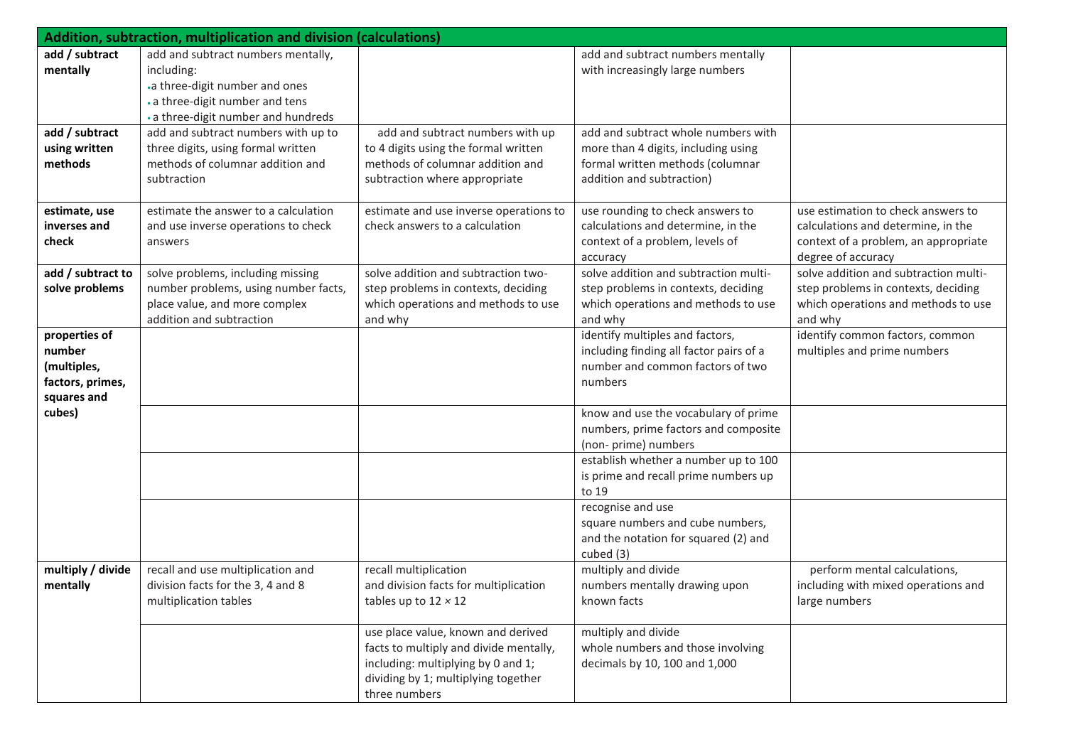| Addition, subtraction, multiplication and division (calculations) | | | | |
|---|---|---|---|---|
| **add / subtract mentally** | add and subtract numbers mentally, including:<br>• a three-digit number and ones<br>• a three-digit number and tens<br>• a three-digit number and hundreds | | add and subtract numbers mentally with increasingly large numbers | |
| **add / subtract using written methods** | add and subtract numbers with up to three digits, using formal written methods of columnar addition and subtraction | add and subtract numbers with up to 4 digits using the formal written methods of columnar addition and subtraction where appropriate | add and subtract whole numbers with more than 4 digits, including using formal written methods (columnar addition and subtraction) | |
| **estimate, use inverses and check** | estimate the answer to a calculation and use inverse operations to check answers | estimate and use inverse operations to check answers to a calculation | use rounding to check answers to calculations and determine, in the context of a problem, levels of accuracy | use estimation to check answers to calculations and determine, in the context of a problem, an appropriate degree of accuracy |
| **add / subtract to solve problems** | solve problems, including missing number problems, using number facts, place value, and more complex addition and subtraction | solve addition and subtraction two-step problems in contexts, deciding which operations and methods to use and why | solve addition and subtraction multi-step problems in contexts, deciding which operations and methods to use and why | solve addition and subtraction multi-step problems in contexts, deciding which operations and methods to use and why |
| **properties of number (multiples, factors, primes, squares and cubes)** | | | identify multiples and factors, including finding all factor pairs of a number and common factors of two numbers | identify common factors, common multiples and prime numbers |
| | | | know and use the vocabulary of prime numbers, prime factors and composite (non- prime) numbers | |
| | | | establish whether a number up to 100 is prime and recall prime numbers up to 19 | |
| | | | recognise and use square numbers and cube numbers, and the notation for squared (2) and cubed (3) | |
| **multiply / divide mentally** | recall and use multiplication and division facts for the 3, 4 and 8 multiplication tables | recall multiplication and division facts for multiplication tables up to 12 × 12 | multiply and divide numbers mentally drawing upon known facts | perform mental calculations, including with mixed operations and large numbers |
| | | use place value, known and derived facts to multiply and divide mentally, including: multiplying by 0 and 1; dividing by 1; multiplying together three numbers | multiply and divide whole numbers and those involving decimals by 10, 100 and 1,000 | |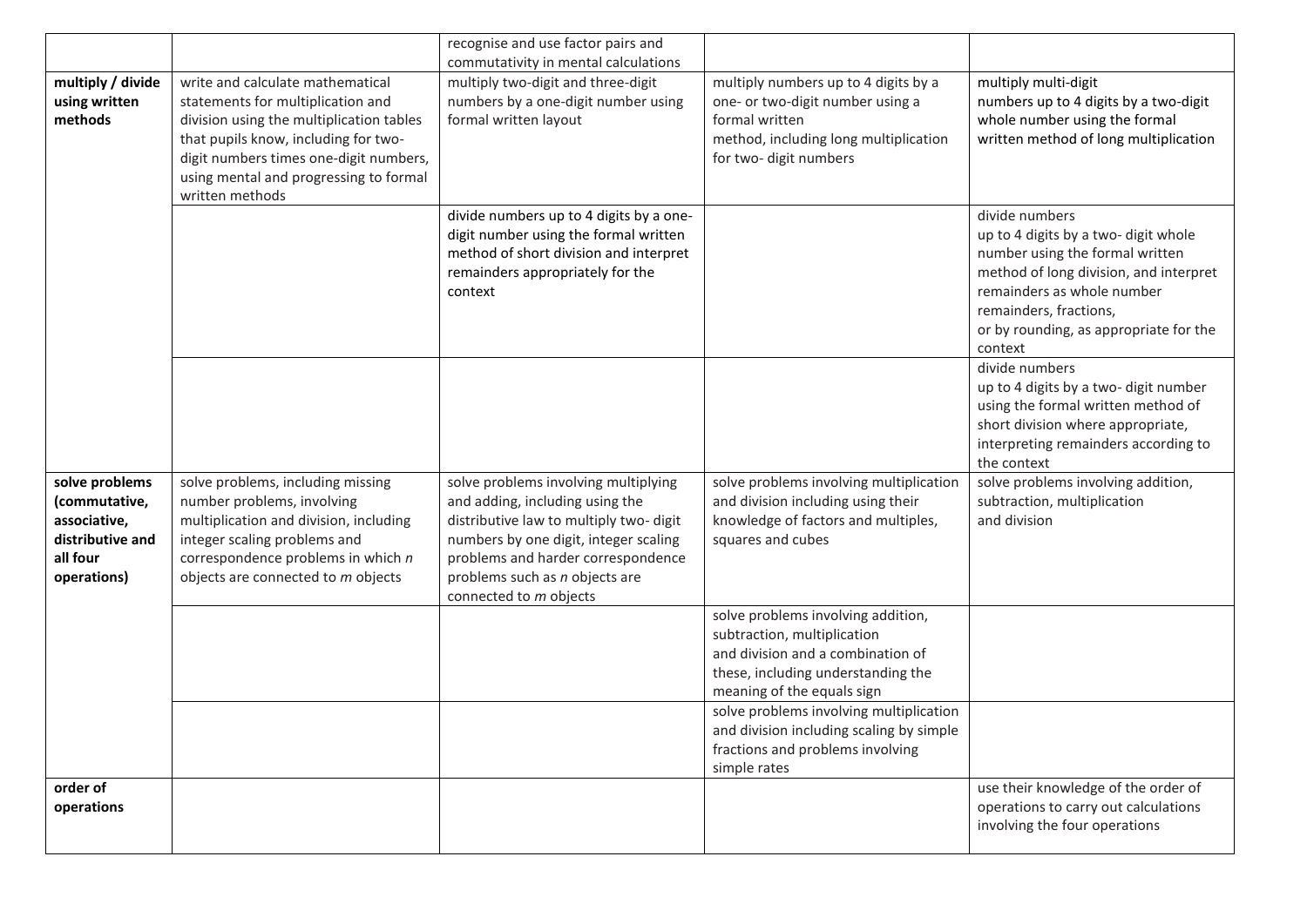| | | | | |
|---|---|---|---|---|
| | | recognise and use factor pairs and commutativity in mental calculations | | |
| **multiply / divide using written methods** | write and calculate mathematical statements for multiplication and division using the multiplication tables that pupils know, including for two-digit numbers times one-digit numbers, using mental and progressing to formal written methods | multiply two-digit and three-digit numbers by a one-digit number using formal written layout | multiply numbers up to 4 digits by a one- or two-digit number using a formal written method, including long multiplication for two- digit numbers | multiply multi-digit numbers up to 4 digits by a two-digit whole number using the formal written method of long multiplication |
| | | divide numbers up to 4 digits by a one-digit number using the formal written method of short division and interpret remainders appropriately for the context | | divide numbers up to 4 digits by a two- digit whole number using the formal written method of long division, and interpret remainders as whole number remainders, fractions, or by rounding, as appropriate for the context |
| | | | | divide numbers up to 4 digits by a two- digit number using the formal written method of short division where appropriate, interpreting remainders according to the context |
| **solve problems (commutative, associative, distributive and all four operations)** | solve problems, including missing number problems, involving multiplication and division, including integer scaling problems and correspondence problems in which *n* objects are connected to *m* objects | solve problems involving multiplying and adding, including using the distributive law to multiply two- digit numbers by one digit, integer scaling problems and harder correspondence problems such as *n* objects are connected to *m* objects | solve problems involving multiplication and division including using their knowledge of factors and multiples, squares and cubes | solve problems involving addition, subtraction, multiplication and division |
| | | | solve problems involving addition, subtraction, multiplication and division and a combination of these, including understanding the meaning of the equals sign | |
| | | | solve problems involving multiplication and division including scaling by simple fractions and problems involving simple rates | |
| **order of operations** | | | | use their knowledge of the order of operations to carry out calculations involving the four operations |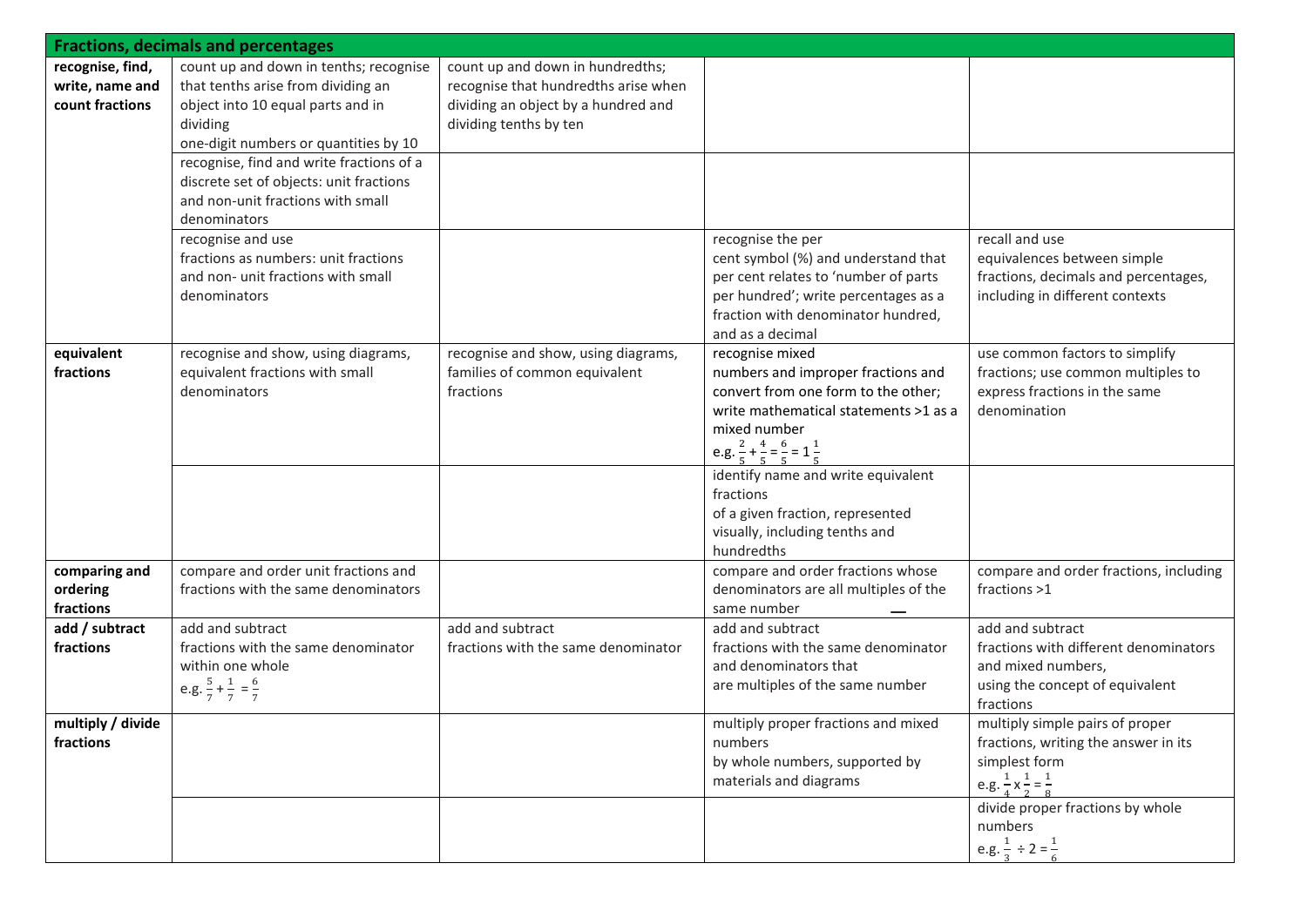| Fractions, decimals and percentages | | | | |
|---|---|---|---|---|
| **recognise, find, write, name and count fractions** | count up and down in tenths; recognise that tenths arise from dividing an object into 10 equal parts and in dividing one-digit numbers or quantities by 10 | count up and down in hundredths; recognise that hundredths arise when dividing an object by a hundred and dividing tenths by ten | | |
| | recognise, find and write fractions of a discrete set of objects: unit fractions and non-unit fractions with small denominators | | | |
| | recognise and use fractions as numbers: unit fractions and non- unit fractions with small denominators | | recognise the per cent symbol (%) and understand that per cent relates to 'number of parts per hundred'; write percentages as a fraction with denominator hundred, and as a decimal | recall and use equivalences between simple fractions, decimals and percentages, including in different contexts |
| **equivalent fractions** | recognise and show, using diagrams, equivalent fractions with small denominators | recognise and show, using diagrams, families of common equivalent fractions | recognise mixed numbers and improper fractions and convert from one form to the other; write mathematical statements >1 as a mixed number e.g. $\frac{2}{5} + \frac{4}{5} = \frac{6}{5} = 1\frac{1}{5}$ | use common factors to simplify fractions; use common multiples to express fractions in the same denomination |
| | | | identify name and write equivalent fractions of a given fraction, represented visually, including tenths and hundredths | |
| **comparing and ordering fractions** | compare and order unit fractions and fractions with the same denominators | | compare and order fractions whose denominators are all multiples of the same number | compare and order fractions, including fractions >1 |
| **add / subtract fractions** | add and subtract fractions with the same denominator within one whole e.g. $\frac{5}{7} + \frac{1}{7} = \frac{6}{7}$ | add and subtract fractions with the same denominator | add and subtract fractions with the same denominator and denominators that are multiples of the same number | add and subtract fractions with different denominators and mixed numbers, using the concept of equivalent fractions |
| **multiply / divide fractions** | | | multiply proper fractions and mixed numbers by whole numbers, supported by materials and diagrams | multiply simple pairs of proper fractions, writing the answer in its simplest form e.g. $\frac{1}{4} \times \frac{1}{2} = \frac{1}{8}$ |
| | | | | divide proper fractions by whole numbers e.g. $\frac{1}{3} \div 2 = \frac{1}{6}$ |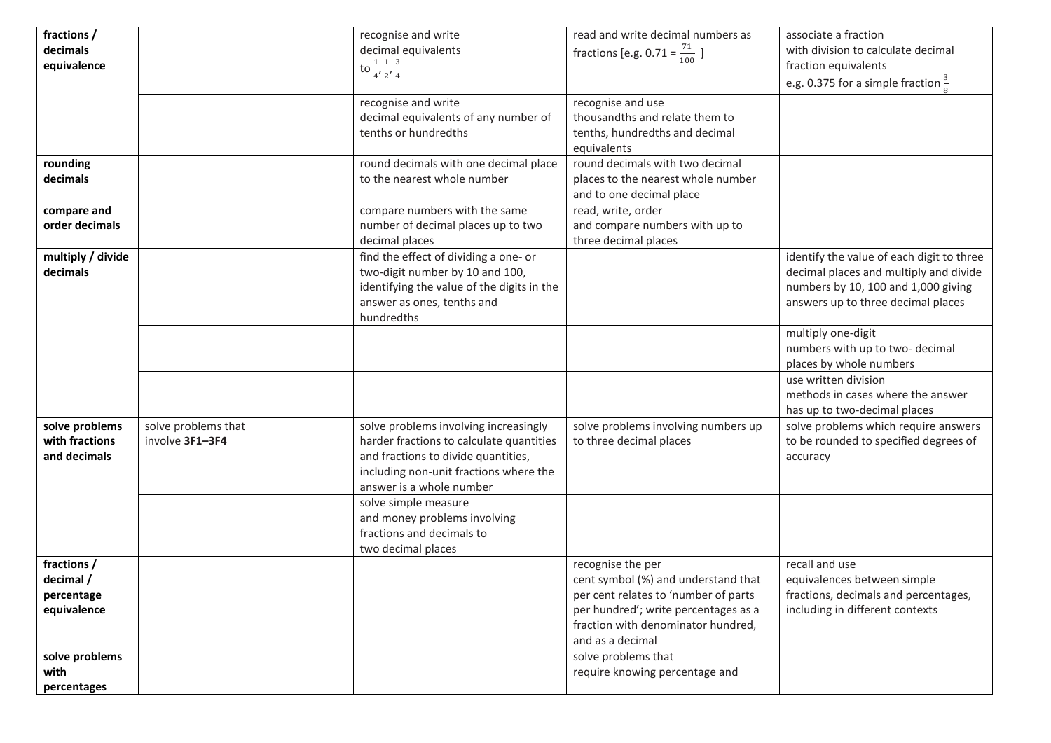| | | | | |
|---|---|---|---|---|
| **fractions / decimals equivalence** | | recognise and write decimal equivalents to $\frac{1}{4}, \frac{1}{2}, \frac{3}{4}$ | read and write decimal numbers as fractions [e.g. 0.71 = $\frac{71}{100}$ ] | associate a fraction with division to calculate decimal fraction equivalents e.g. 0.375 for a simple fraction $\frac{3}{8}$ |
| | | recognise and write decimal equivalents of any number of tenths or hundredths | recognise and use thousandths and relate them to tenths, hundredths and decimal equivalents | |
| **rounding decimals** | | round decimals with one decimal place to the nearest whole number | round decimals with two decimal places to the nearest whole number and to one decimal place | |
| **compare and order decimals** | | compare numbers with the same number of decimal places up to two decimal places | read, write, order and compare numbers with up to three decimal places | |
| **multiply / divide decimals** | | find the effect of dividing a one- or two-digit number by 10 and 100, identifying the value of the digits in the answer as ones, tenths and hundredths | | identify the value of each digit to three decimal places and multiply and divide numbers by 10, 100 and 1,000 giving answers up to three decimal places |
| | | | | multiply one-digit numbers with up to two- decimal places by whole numbers |
| | | | | use written division methods in cases where the answer has up to two-decimal places |
| **solve problems with fractions and decimals** | solve problems that involve **3F1–3F4** | solve problems involving increasingly harder fractions to calculate quantities and fractions to divide quantities, including non-unit fractions where the answer is a whole number | solve problems involving numbers up to three decimal places | solve problems which require answers to be rounded to specified degrees of accuracy |
| | | solve simple measure and money problems involving fractions and decimals to two decimal places | | |
| **fractions / decimal / percentage equivalence** | | | recognise the per cent symbol (%) and understand that per cent relates to 'number of parts per hundred'; write percentages as a fraction with denominator hundred, and as a decimal | recall and use equivalences between simple fractions, decimals and percentages, including in different contexts |
| **solve problems with percentages** | | | solve problems that require knowing percentage and | |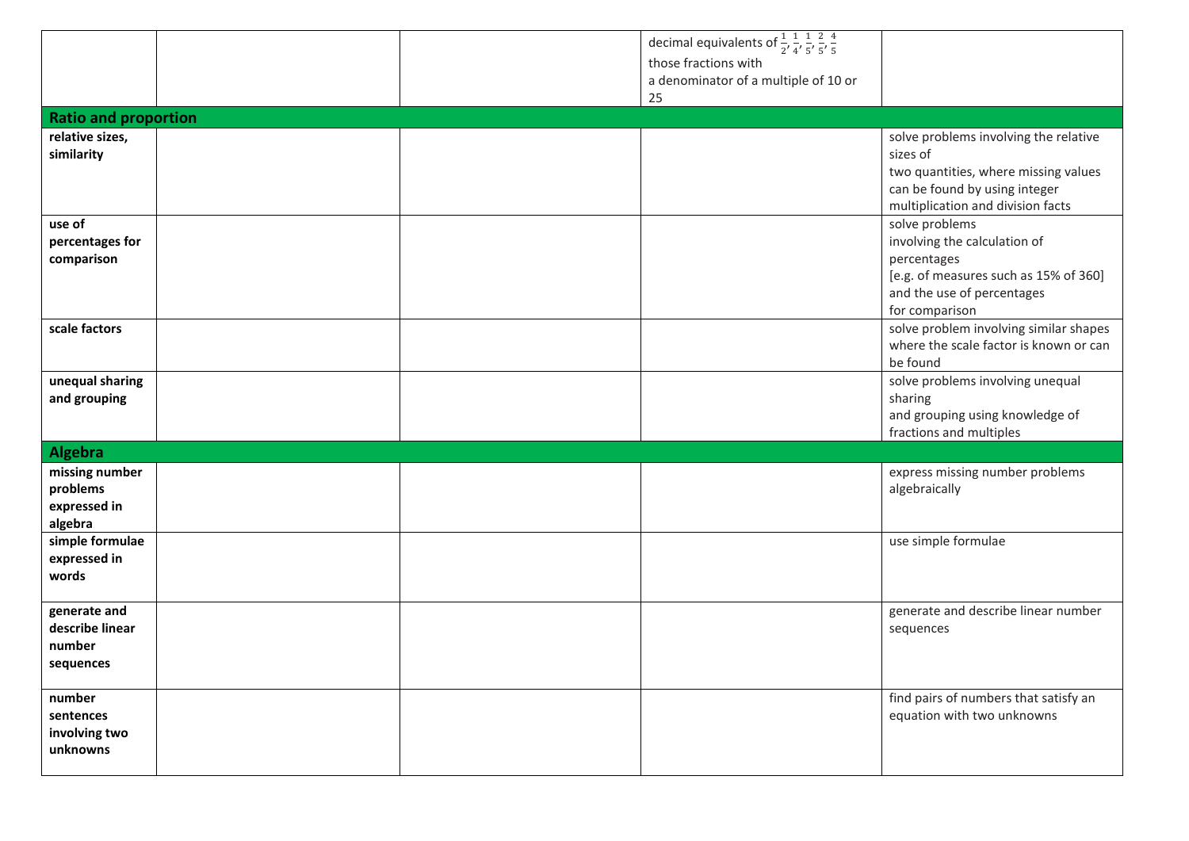| | | | | |
|---|---|---|---|---|
| | | | decimal equivalents of $\frac{1}{2}, \frac{1}{4}, \frac{1}{5}, \frac{2}{5}, \frac{4}{5}$ those fractions with a denominator of a multiple of 10 or 25 | |
| **Ratio and proportion** | | | | |
| **relative sizes, similarity** | | | | solve problems involving the relative sizes of two quantities, where missing values can be found by using integer multiplication and division facts |
| **use of percentages for comparison** | | | | solve problems involving the calculation of percentages [e.g. of measures such as 15% of 360] and the use of percentages for comparison |
| **scale factors** | | | | solve problem involving similar shapes where the scale factor is known or can be found |
| **unequal sharing and grouping** | | | | solve problems involving unequal sharing and grouping using knowledge of fractions and multiples |
| **Algebra** | | | | |
| **missing number problems expressed in algebra** | | | | express missing number problems algebraically |
| **simple formulae expressed in words** | | | | use simple formulae |
| **generate and describe linear number sequences** | | | | generate and describe linear number sequences |
| **number sentences involving two unknowns** | | | | find pairs of numbers that satisfy an equation with two unknowns |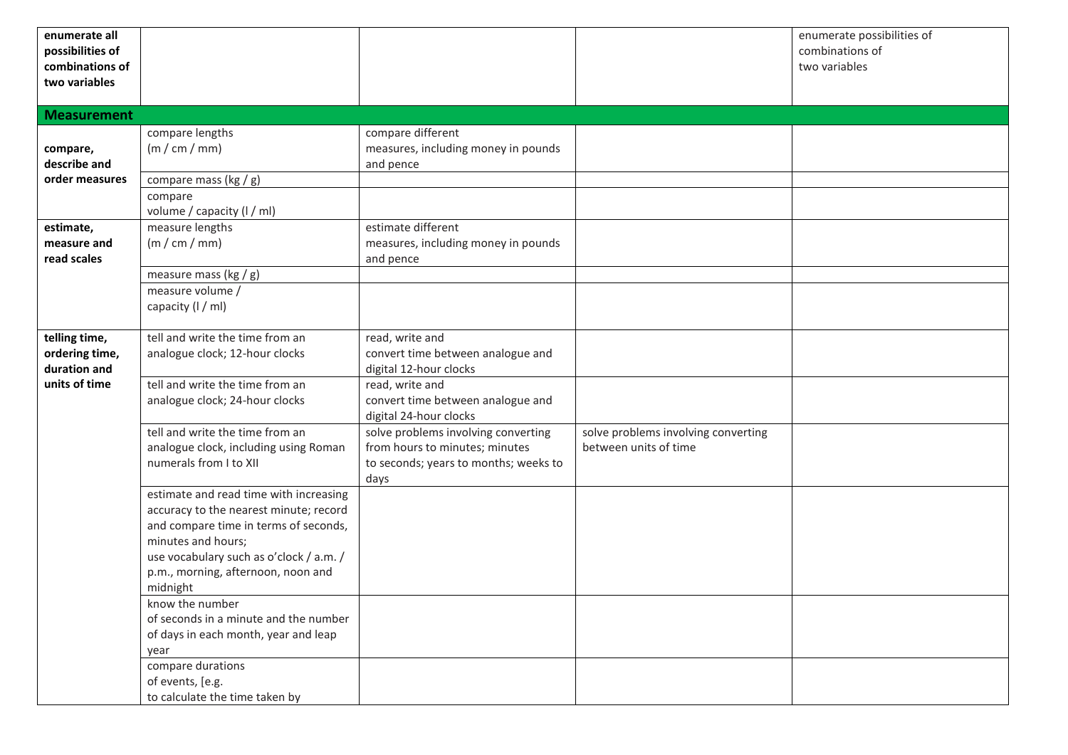| | | | | |
|---|---|---|---|---|
| **enumerate all possibilities of combinations of two variables** | | | | enumerate possibilities of combinations of two variables |
| **Measurement** | | | | |
| **compare, describe and order measures** | compare lengths (m / cm / mm) | compare different measures, including money in pounds and pence | | |
| | compare mass (kg / g) | | | |
| | compare volume / capacity (l / ml) | | | |
| **estimate, measure and read scales** | measure lengths (m / cm / mm) | estimate different measures, including money in pounds and pence | | |
| | measure mass (kg / g) | | | |
| | measure volume / capacity (l / ml) | | | |
| **telling time, ordering time, duration and units of time** | tell and write the time from an analogue clock; 12-hour clocks | read, write and convert time between analogue and digital 12-hour clocks | | |
| | tell and write the time from an analogue clock; 24-hour clocks | read, write and convert time between analogue and digital 24-hour clocks | | |
| | tell and write the time from an analogue clock, including using Roman numerals from I to XII | solve problems involving converting from hours to minutes; minutes to seconds; years to months; weeks to days | solve problems involving converting between units of time | |
| | estimate and read time with increasing accuracy to the nearest minute; record and compare time in terms of seconds, minutes and hours; use vocabulary such as o'clock / a.m. / p.m., morning, afternoon, noon and midnight | | | |
| | know the number of seconds in a minute and the number of days in each month, year and leap year | | | |
| | compare durations of events, [e.g. to calculate the time taken by | | | |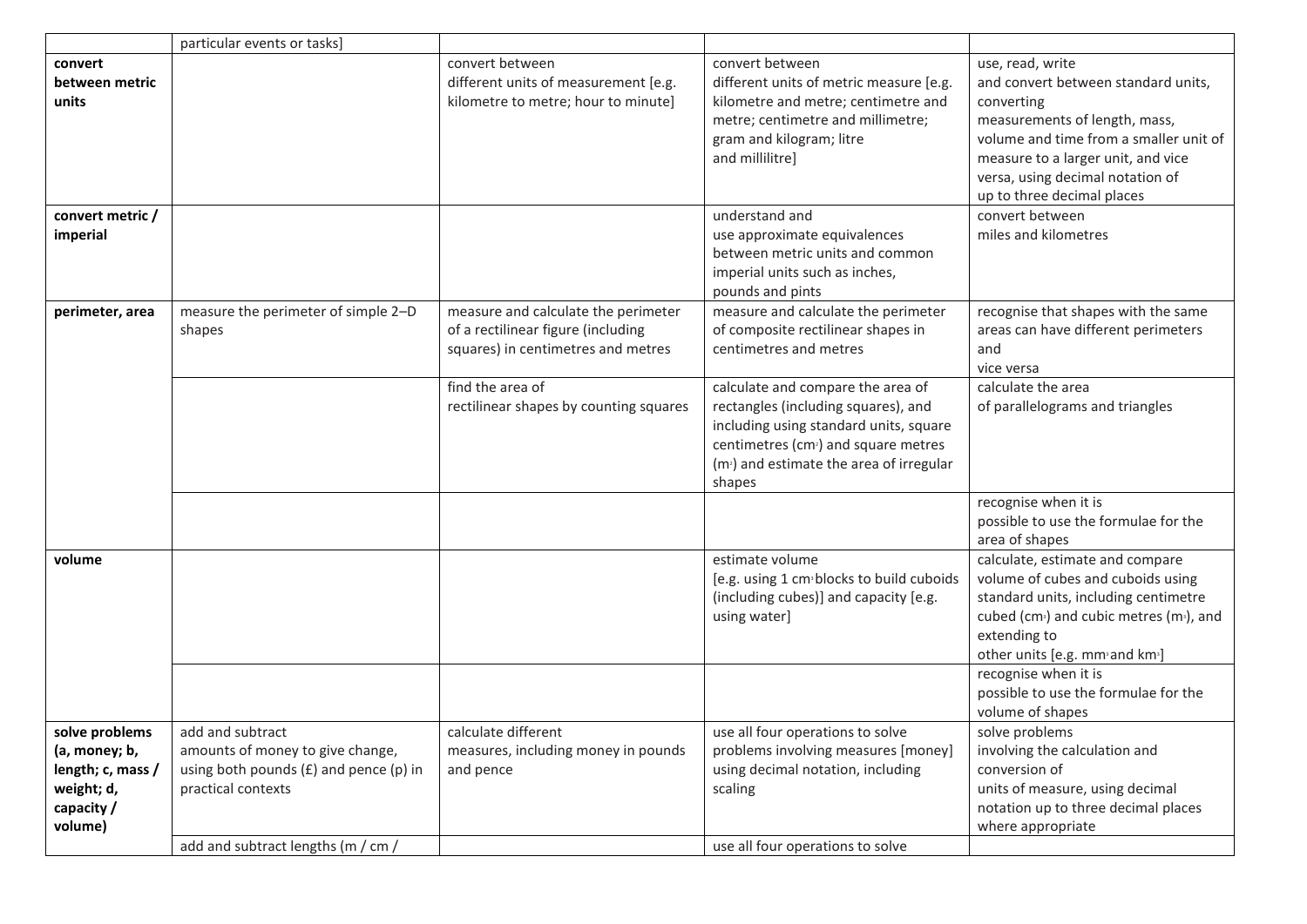| | | | | |
|---|---|---|---|---|
| | particular events or tasks] | | | |
| **convert between metric units** | | convert between different units of measurement [e.g. kilometre to metre; hour to minute] | convert between different units of metric measure [e.g. kilometre and metre; centimetre and metre; centimetre and millimetre; gram and kilogram; litre and millilitre] | use, read, write and convert between standard units, converting measurements of length, mass, volume and time from a smaller unit of measure to a larger unit, and vice versa, using decimal notation of up to three decimal places |
| **convert metric / imperial** | | | understand and use approximate equivalences between metric units and common imperial units such as inches, pounds and pints | convert between miles and kilometres |
| **perimeter, area** | measure the perimeter of simple 2–D shapes | measure and calculate the perimeter of a rectilinear figure (including squares) in centimetres and metres | measure and calculate the perimeter of composite rectilinear shapes in centimetres and metres | recognise that shapes with the same areas can have different perimeters and vice versa |
| | | find the area of rectilinear shapes by counting squares | calculate and compare the area of rectangles (including squares), and including using standard units, square centimetres ($cm^2$) and square metres ($m^2$) and estimate the area of irregular shapes | calculate the area of parallelograms and triangles |
| | | | | recognise when it is possible to use the formulae for the area of shapes |
| **volume** | | | estimate volume [e.g. using 1 $cm^3$ blocks to build cuboids (including cubes)] and capacity [e.g. using water] | calculate, estimate and compare volume of cubes and cuboids using standard units, including centimetre cubed ($cm^3$) and cubic metres ($m^3$), and extending to other units [e.g. $mm^3$ and $km^3$] |
| | | | | recognise when it is possible to use the formulae for the volume of shapes |
| **solve problems (a, money; b, length; c, mass / weight; d, capacity / volume)** | add and subtract amounts of money to give change, using both pounds (£) and pence (p) in practical contexts | calculate different measures, including money in pounds and pence | use all four operations to solve problems involving measures [money] using decimal notation, including scaling | solve problems involving the calculation and conversion of units of measure, using decimal notation up to three decimal places where appropriate |
| | add and subtract lengths (m / cm / | | use all four operations to solve | |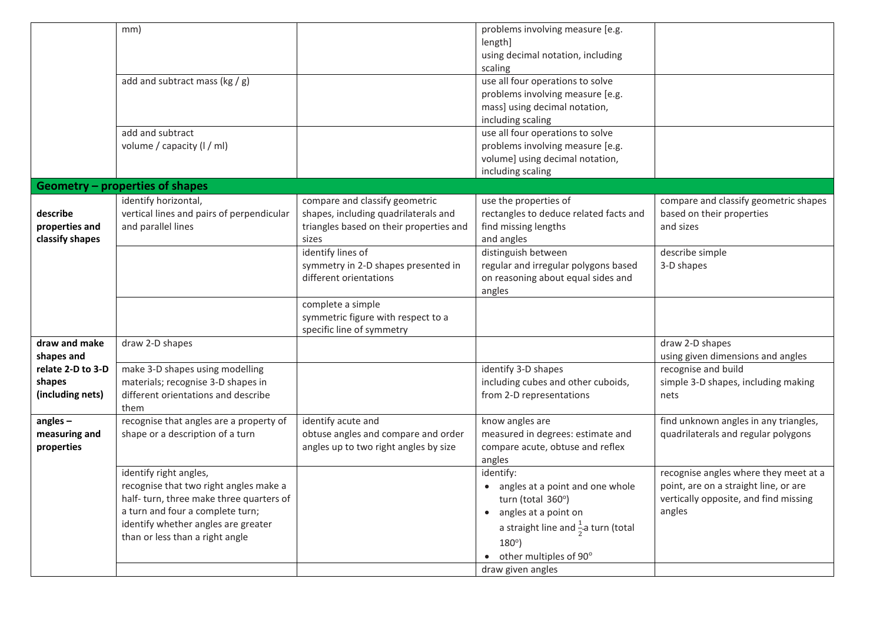|  |  |  |  |  |
|---|---|---|---|---|
|  | mm) |  | problems involving measure [e.g. length] using decimal notation, including scaling |  |
|  | add and subtract mass (kg / g) |  | use all four operations to solve problems involving measure [e.g. mass] using decimal notation, including scaling |  |
|  | add and subtract volume / capacity (l / ml) |  | use all four operations to solve problems involving measure [e.g. volume] using decimal notation, including scaling |  |
| **Geometry – properties of shapes** |  |  |  |  |
| **describe properties and classify shapes** | identify horizontal, vertical lines and pairs of perpendicular and parallel lines | compare and classify geometric shapes, including quadrilaterals and triangles based on their properties and sizes | use the properties of rectangles to deduce related facts and find missing lengths and angles | compare and classify geometric shapes based on their properties and sizes |
|  |  | identify lines of symmetry in 2-D shapes presented in different orientations | distinguish between regular and irregular polygons based on reasoning about equal sides and angles | describe simple 3-D shapes |
|  |  | complete a simple symmetric figure with respect to a specific line of symmetry |  |  |
| **draw and make shapes and relate 2-D to 3-D shapes (including nets)** | draw 2-D shapes |  |  | draw 2-D shapes using given dimensions and angles |
|  | make 3-D shapes using modelling materials; recognise 3-D shapes in different orientations and describe them |  | identify 3-D shapes including cubes and other cuboids, from 2-D representations | recognise and build simple 3-D shapes, including making nets |
| **angles – measuring and properties** | recognise that angles are a property of shape or a description of a turn | identify acute and obtuse angles and compare and order angles up to two right angles by size | know angles are measured in degrees: estimate and compare acute, obtuse and reflex angles | find unknown angles in any triangles, quadrilaterals and regular polygons |
|  | identify right angles, recognise that two right angles make a half- turn, three make three quarters of a turn and four a complete turn; identify whether angles are greater than or less than a right angle |  | identify: <br>• angles at a point and one whole turn (total $360^o$) <br>• angles at a point on a straight line and $\frac{1}{2}$ a turn (total $180^o$) <br>• other multiples of $90^o$ | recognise angles where they meet at a point, are on a straight line, or are vertically opposite, and find missing angles |
|  |  |  | draw given angles |  |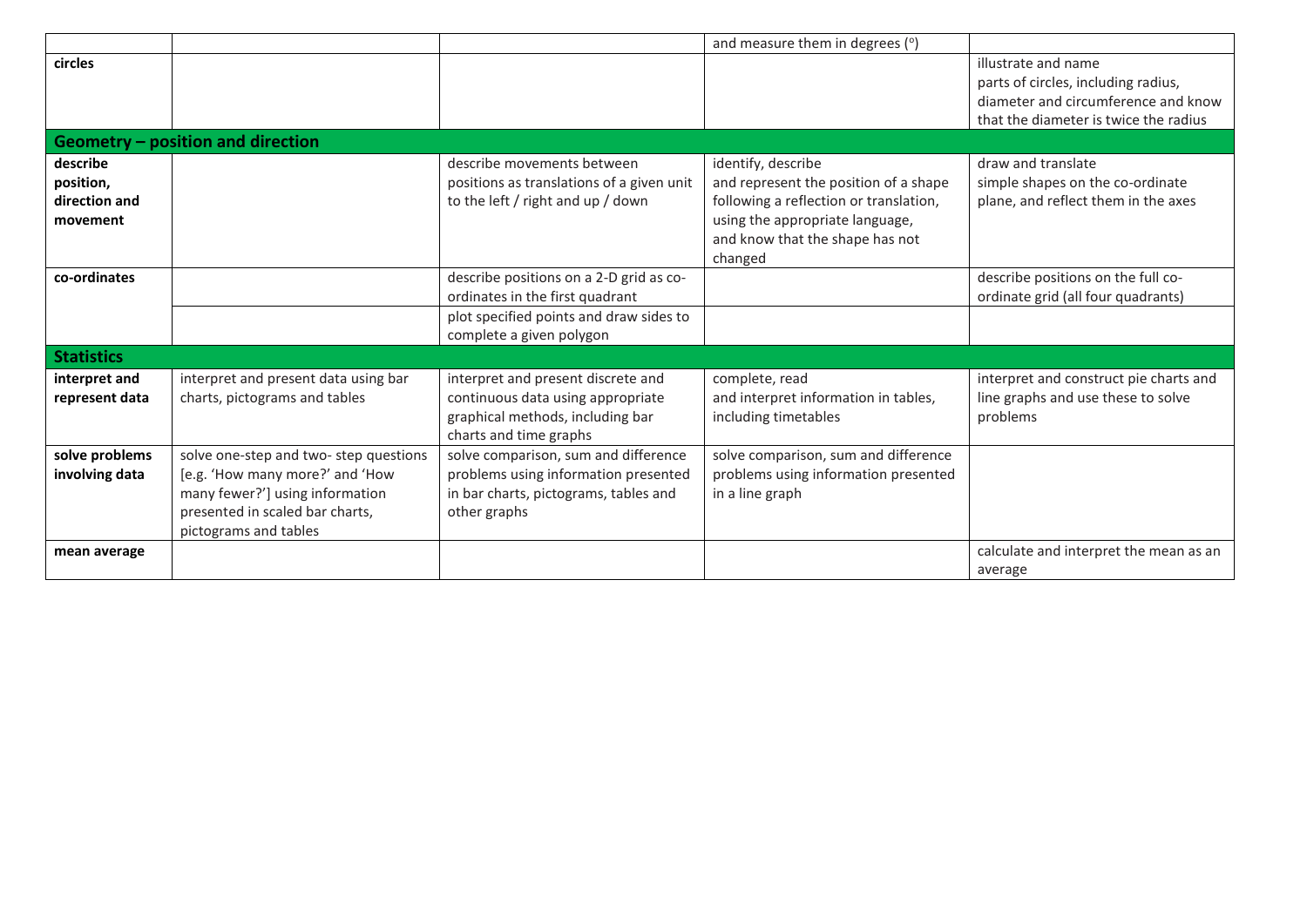| | | | | |
|---|---|---|---|---|
| | | | and measure them in degrees (°) | |
| **circles** | | | | illustrate and name parts of circles, including radius, diameter and circumference and know that the diameter is twice the radius |
| **Geometry – position and direction** | | | | |
| **describe position, direction and movement** | | describe movements between positions as translations of a given unit to the left / right and up / down | identify, describe and represent the position of a shape following a reflection or translation, using the appropriate language, and know that the shape has not changed | draw and translate simple shapes on the co-ordinate plane, and reflect them in the axes |
| **co-ordinates** | | describe positions on a 2-D grid as co-ordinates in the first quadrant | | describe positions on the full co-ordinate grid (all four quadrants) |
| | | plot specified points and draw sides to complete a given polygon | | |
| **Statistics** | | | | |
| **interpret and represent data** | interpret and present data using bar charts, pictograms and tables | interpret and present discrete and continuous data using appropriate graphical methods, including bar charts and time graphs | complete, read and interpret information in tables, including timetables | interpret and construct pie charts and line graphs and use these to solve problems |
| **solve problems involving data** | solve one-step and two- step questions [e.g. 'How many more?' and 'How many fewer?'] using information presented in scaled bar charts, pictograms and tables | solve comparison, sum and difference problems using information presented in bar charts, pictograms, tables and other graphs | solve comparison, sum and difference problems using information presented in a line graph | |
| **mean average** | | | | calculate and interpret the mean as an average |